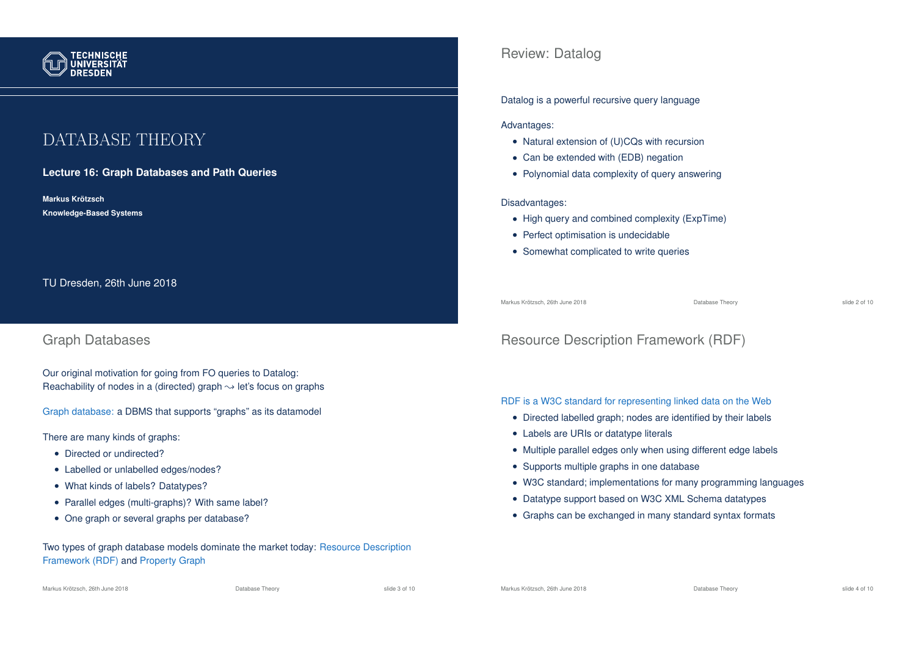# DATABASE THEORY

**Lecture 16: Graph Databases and Path Queries**

**Markus Krötzsch**

**Knowledge-Based Systems**

TU Dresden, 26th June 2018

## Review: Datalog

Datalog is a powerful recursive query language

Advantages:

- Natural extension of (U)CQs with recursion
- Can be extended with (EDB) negation
- Polynomial data complexity of query answering

Disadvantages:

- High query and combined complexity (ExpTime)
- Perfect optimisation is undecidable
- Somewhat complicated to write queries

## Graph Databases

Our original motivation for going from FO queries to Datalog:
Reachability of nodes in a (directed) graph $\leadsto$ let's focus on graphs

Graph database: a DBMS that supports "graphs" as its datamodel

There are many kinds of graphs:

- Directed or undirected?
- Labelled or unlabelled edges/nodes?
- What kinds of labels? Datatypes?
- Parallel edges (multi-graphs)? With same label?
- One graph or several graphs per database?

Two types of graph database models dominate the market today: Resource Description Framework (RDF) and Property Graph

## Resource Description Framework (RDF)

RDF is a W3C standard for representing linked data on the Web

- Directed labelled graph; nodes are identified by their labels
- Labels are URIs or datatype literals
- Multiple parallel edges only when using different edge labels
- Supports multiple graphs in one database
- W3C standard; implementations for many programming languages
- Datatype support based on W3C XML Schema datatypes
- Graphs can be exchanged in many standard syntax formats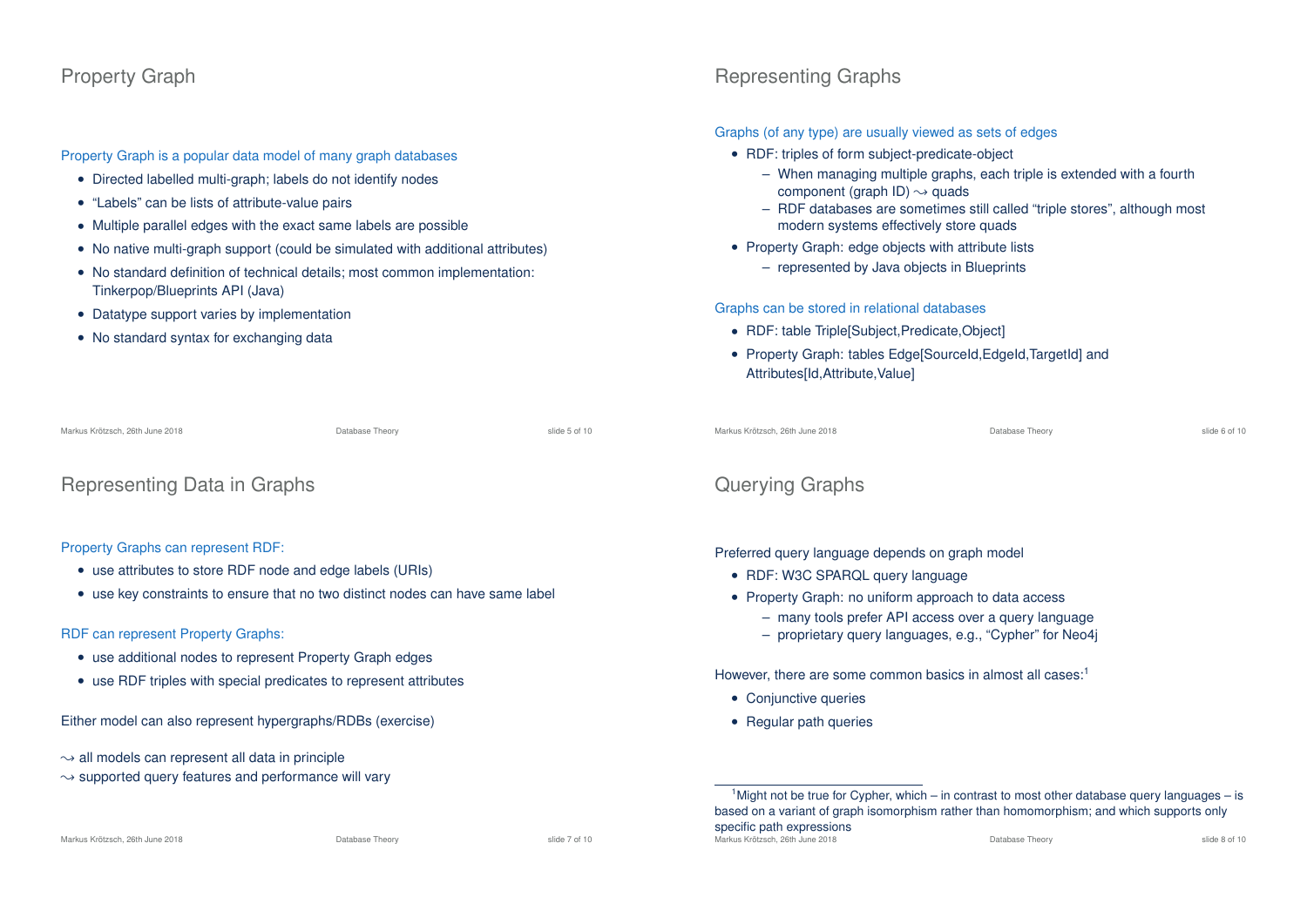## Property Graph

Property Graph is a popular data model of many graph databases

- Directed labelled multi-graph; labels do not identify nodes
- "Labels" can be lists of attribute-value pairs
- Multiple parallel edges with the exact same labels are possible
- No native multi-graph support (could be simulated with additional attributes)
- No standard definition of technical details; most common implementation: Tinkerpop/Blueprints API (Java)
- Datatype support varies by implementation
- No standard syntax for exchanging data

## Representing Graphs

Graphs (of any type) are usually viewed as sets of edges

- RDF: triples of form subject-predicate-object
  - When managing multiple graphs, each triple is extended with a fourth component (graph ID) $\leadsto$ quads
  - RDF databases are sometimes still called "triple stores", although most modern systems effectively store quads
- Property Graph: edge objects with attribute lists
  - represented by Java objects in Blueprints

Graphs can be stored in relational databases

- RDF: table Triple[Subject,Predicate,Object]
- Property Graph: tables Edge[SourceId,EdgeId,TargetId] and Attributes[Id,Attribute,Value]

## Representing Data in Graphs

Property Graphs can represent RDF:

- use attributes to store RDF node and edge labels (URIs)
- use key constraints to ensure that no two distinct nodes can have same label

RDF can represent Property Graphs:

- use additional nodes to represent Property Graph edges
- use RDF triples with special predicates to represent attributes

Either model can also represent hypergraphs/RDBs (exercise)

$\leadsto$ all models can represent all data in principle
$\leadsto$ supported query features and performance will vary

## Querying Graphs

Preferred query language depends on graph model

- RDF: W3C SPARQL query language
- Property Graph: no uniform approach to data access
  - many tools prefer API access over a query language
  - proprietary query languages, e.g., "Cypher" for Neo4j

However, there are some common basics in almost all cases:[1]

- Conjunctive queries
- Regular path queries

[1] Might not be true for Cypher, which – in contrast to most other database query languages – is based on a variant of graph isomorphism rather than homomorphism; and which supports only specific path expressions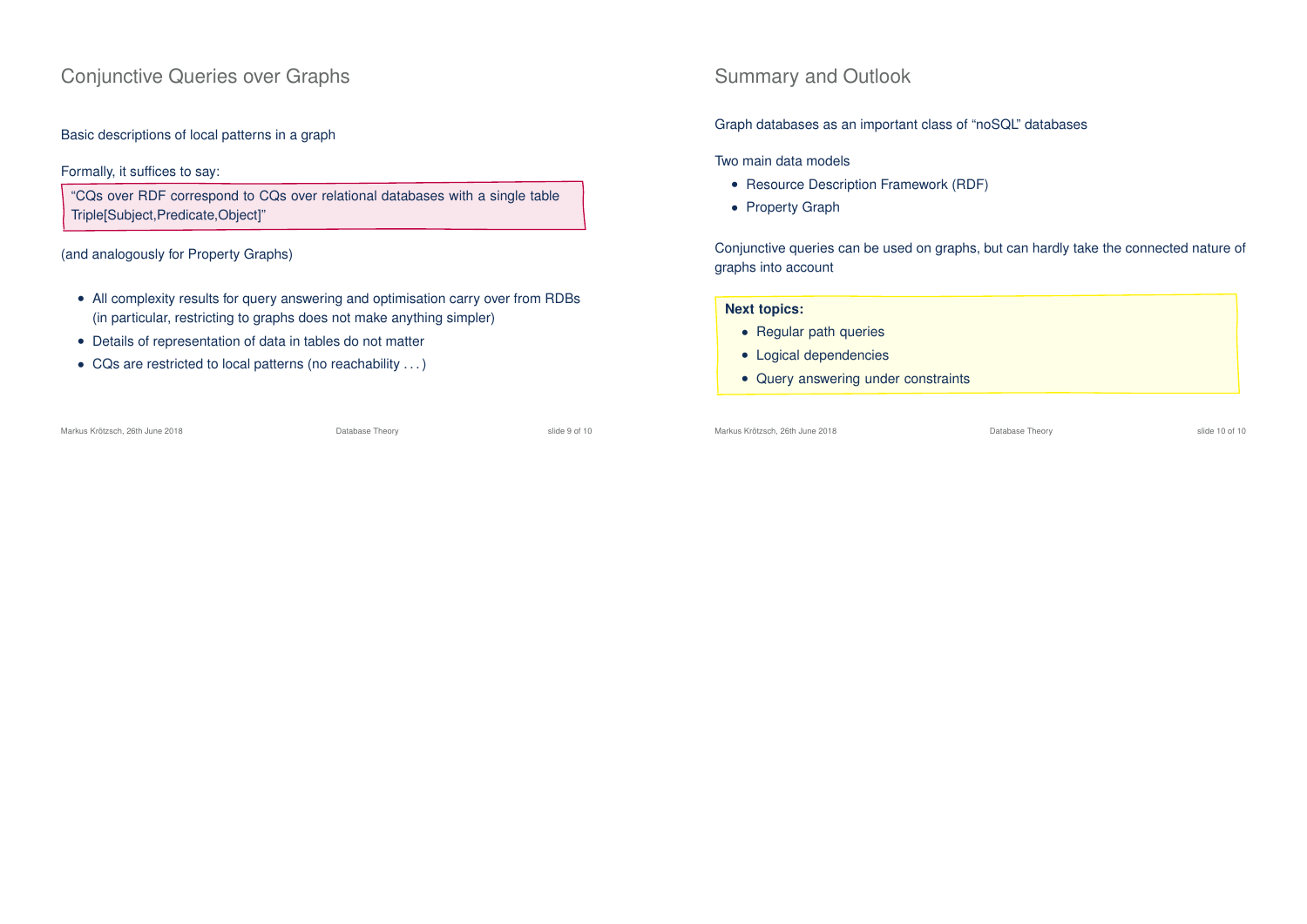## Conjunctive Queries over Graphs

Basic descriptions of local patterns in a graph

Formally, it suffices to say:

> "CQs over RDF correspond to CQs over relational databases with a single table Triple[Subject,Predicate,Object]"

(and analogously for Property Graphs)

- All complexity results for query answering and optimisation carry over from RDBs (in particular, restricting to graphs does not make anything simpler)
- Details of representation of data in tables do not matter
- CQs are restricted to local patterns (no reachability . . . )

## Summary and Outlook

Graph databases as an important class of "noSQL" databases

Two main data models

- Resource Description Framework (RDF)
- Property Graph

Conjunctive queries can be used on graphs, but can hardly take the connected nature of graphs into account

**Next topics:**

- Regular path queries
- Logical dependencies
- Query answering under constraints